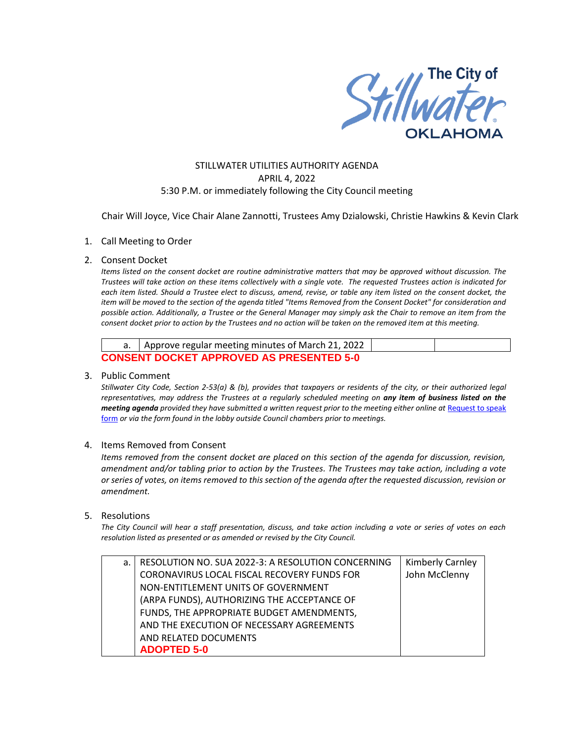The City of Stillwater OKLAHOMA

STILLWATER UTILITIES AUTHORITY AGENDA
APRIL 4, 2022
5:30 P.M. or immediately following the City Council meeting

Chair Will Joyce, Vice Chair Alane Zannotti, Trustees Amy Dzialowski, Christie Hawkins & Kevin Clark

1. Call Meeting to Order

2. Consent Docket

   *Items listed on the consent docket are routine administrative matters that may be approved without discussion. The Trustees will take action on these items collectively with a single vote. The requested Trustees action is indicated for each item listed. Should a Trustee elect to discuss, amend, revise, or table any item listed on the consent docket, the item will be moved to the section of the agenda titled "Items Removed from the Consent Docket" for consideration and possible action. Additionally, a Trustee or the General Manager may simply ask the Chair to remove an item from the consent docket prior to action by the Trustees and no action will be taken on the removed item at this meeting.*

| a. | Approve regular meeting minutes of March 21, 2022 | | |
|---|---|---|---|

   **CONSENT DOCKET APPROVED AS PRESENTED 5-0**

3. Public Comment

   *Stillwater City Code, Section 2-53(a) & (b), provides that taxpayers or residents of the city, or their authorized legal representatives, may address the Trustees at a regularly scheduled meeting on **any item of business listed on the meeting agenda** provided they have submitted a written request prior to the meeting either online at [Request to speak form]() or via the form found in the lobby outside Council chambers prior to meetings.*

4. Items Removed from Consent

   *Items removed from the consent docket are placed on this section of the agenda for discussion, revision, amendment and/or tabling prior to action by the Trustees. The Trustees may take action, including a vote or series of votes, on items removed to this section of the agenda after the requested discussion, revision or amendment.*

5. Resolutions

   *The City Council will hear a staff presentation, discuss, and take action including a vote or series of votes on each resolution listed as presented or as amended or revised by the City Council.*

| a. | RESOLUTION NO. SUA 2022-3: A RESOLUTION CONCERNING CORONAVIRUS LOCAL FISCAL RECOVERY FUNDS FOR NON-ENTITLEMENT UNITS OF GOVERNMENT (ARPA FUNDS), AUTHORIZING THE ACCEPTANCE OF FUNDS, THE APPROPRIATE BUDGET AMENDMENTS, AND THE EXECUTION OF NECESSARY AGREEMENTS AND RELATED DOCUMENTS<br>**ADOPTED 5-0** | Kimberly Carnley<br>John McClenny |
|---|---|---|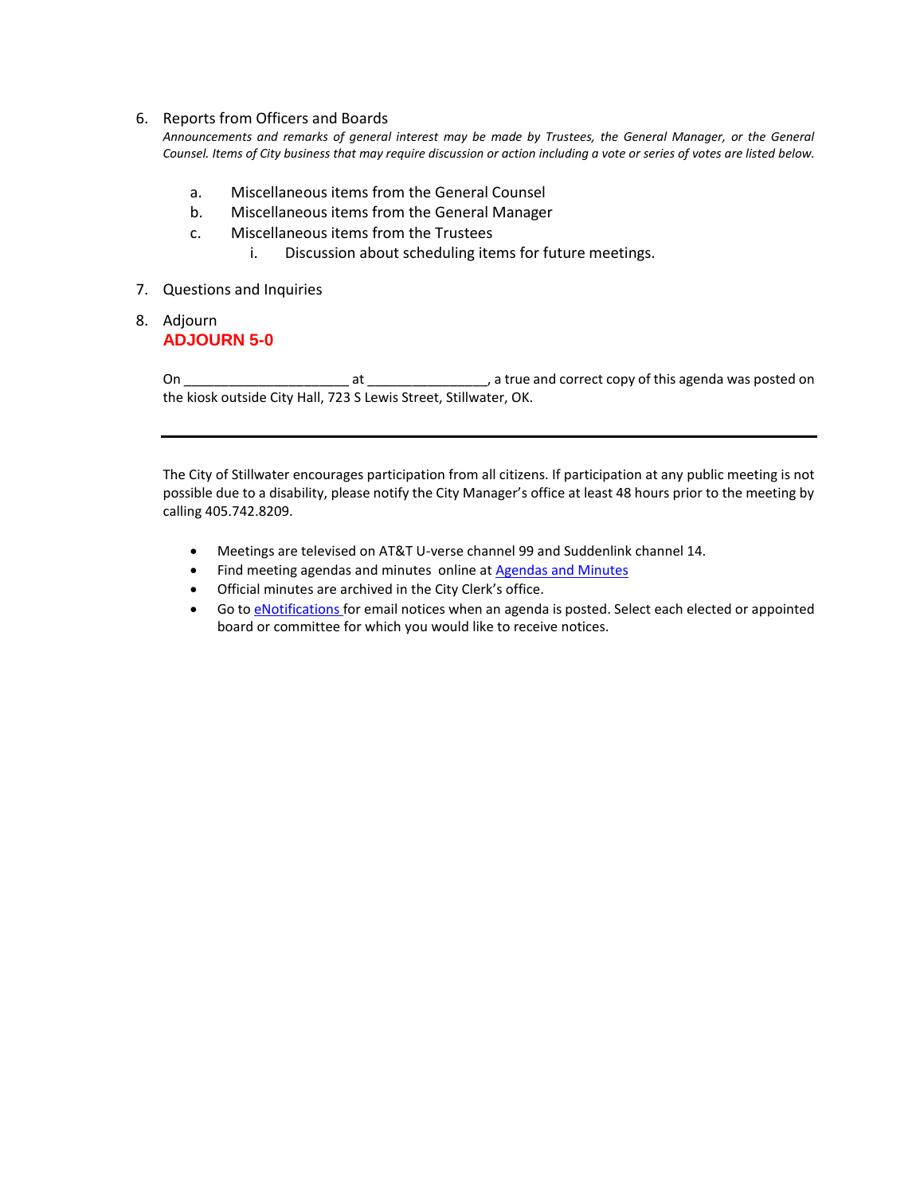6. Reports from Officers and Boards
   *Announcements and remarks of general interest may be made by Trustees, the General Manager, or the General Counsel. Items of City business that may require discussion or action including a vote or series of votes are listed below.*

   a. Miscellaneous items from the General Counsel
   b. Miscellaneous items from the General Manager
   c. Miscellaneous items from the Trustees
      i. Discussion about scheduling items for future meetings.

7. Questions and Inquiries

8. Adjourn
   **ADJOURN 5-0**

On ______________________ at ________________, a true and correct copy of this agenda was posted on the kiosk outside City Hall, 723 S Lewis Street, Stillwater, OK.

---

The City of Stillwater encourages participation from all citizens. If participation at any public meeting is not possible due to a disability, please notify the City Manager's office at least 48 hours prior to the meeting by calling 405.742.8209.

- Meetings are televised on AT&T U-verse channel 99 and Suddenlink channel 14.
- Find meeting agendas and minutes online at Agendas and Minutes
- Official minutes are archived in the City Clerk's office.
- Go to eNotifications for email notices when an agenda is posted. Select each elected or appointed board or committee for which you would like to receive notices.